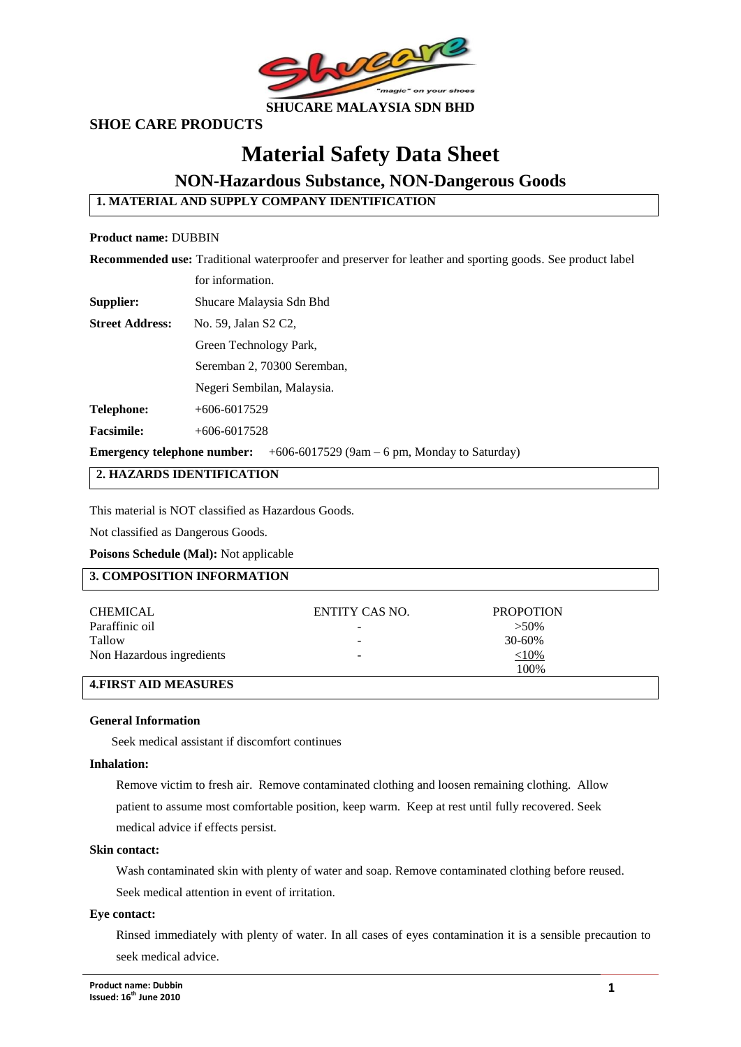**SHUCARE MALAYSIA SDN BHD**

**SHOE CARE PRODUCTS**

# Material Safety Data Sheet

## NON-Hazardous Substance, NON-Dangerous Goods

### 1. MATERIAL AND SUPPLY COMPANY IDENTIFICATION

**Product name:** DUBBIN

**Recommended use:** Traditional waterproofer and preserver for leather and sporting goods. See product label for information.

**Supplier:** Shucare Malaysia Sdn Bhd

**Street Address:** No. 59, Jalan S2 C2,
Green Technology Park,
Seremban 2, 70300 Seremban,
Negeri Sembilan, Malaysia.

**Telephone:** +606-6017529

**Facsimile:** +606-6017528

**Emergency telephone number:** +606-6017529 (9am – 6 pm, Monday to Saturday)

### 2. HAZARDS IDENTIFICATION

This material is NOT classified as Hazardous Goods.

Not classified as Dangerous Goods.

**Poisons Schedule (Mal):** Not applicable

### 3. COMPOSITION INFORMATION

| CHEMICAL | ENTITY CAS NO. | PROPOTION |
|---|---|---|
| Paraffinic oil | - | >50% |
| Tallow | - | 30-60% |
| Non Hazardous ingredients | - | <10% |
| | | 100% |

### 4.FIRST AID MEASURES

**General Information**

Seek medical assistant if discomfort continues

**Inhalation:**

Remove victim to fresh air. Remove contaminated clothing and loosen remaining clothing. Allow patient to assume most comfortable position, keep warm. Keep at rest until fully recovered. Seek medical advice if effects persist.

**Skin contact:**

Wash contaminated skin with plenty of water and soap. Remove contaminated clothing before reused. Seek medical attention in event of irritation.

**Eye contact:**

Rinsed immediately with plenty of water. In all cases of eyes contamination it is a sensible precaution to seek medical advice.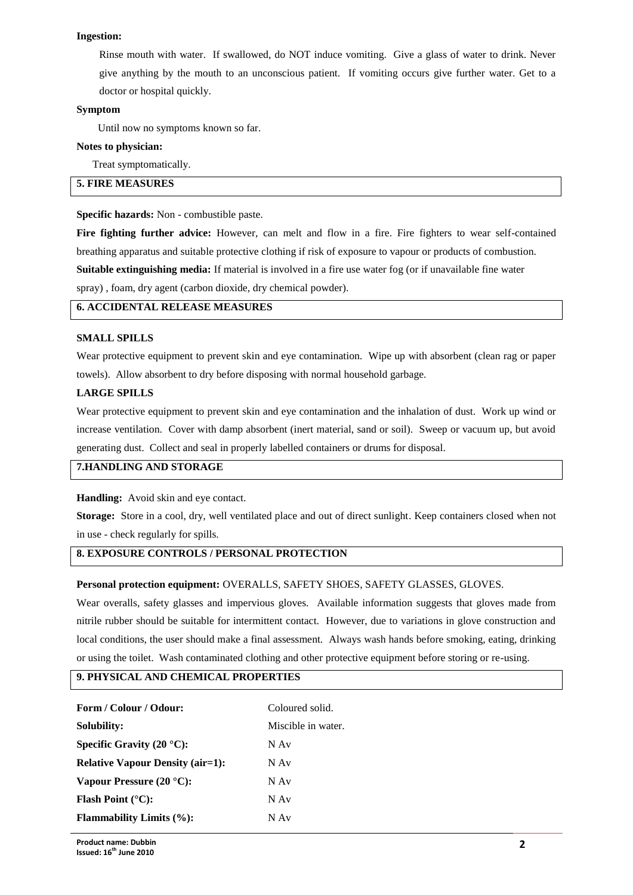**Ingestion:**

Rinse mouth with water. If swallowed, do NOT induce vomiting. Give a glass of water to drink. Never give anything by the mouth to an unconscious patient. If vomiting occurs give further water. Get to a doctor or hospital quickly.

**Symptom**

Until now no symptoms known so far.

**Notes to physician:**

Treat symptomatically.

## 5. FIRE MEASURES

**Specific hazards:** Non - combustible paste.

**Fire fighting further advice:** However, can melt and flow in a fire. Fire fighters to wear self-contained breathing apparatus and suitable protective clothing if risk of exposure to vapour or products of combustion.

**Suitable extinguishing media:** If material is involved in a fire use water fog (or if unavailable fine water spray) , foam, dry agent (carbon dioxide, dry chemical powder).

## 6. ACCIDENTAL RELEASE MEASURES

**SMALL SPILLS**

Wear protective equipment to prevent skin and eye contamination. Wipe up with absorbent (clean rag or paper towels). Allow absorbent to dry before disposing with normal household garbage.

**LARGE SPILLS**

Wear protective equipment to prevent skin and eye contamination and the inhalation of dust. Work up wind or increase ventilation. Cover with damp absorbent (inert material, sand or soil). Sweep or vacuum up, but avoid generating dust. Collect and seal in properly labelled containers or drums for disposal.

## 7.HANDLING AND STORAGE

**Handling:** Avoid skin and eye contact.

**Storage:** Store in a cool, dry, well ventilated place and out of direct sunlight. Keep containers closed when not in use - check regularly for spills.

## 8. EXPOSURE CONTROLS / PERSONAL PROTECTION

**Personal protection equipment:** OVERALLS, SAFETY SHOES, SAFETY GLASSES, GLOVES.

Wear overalls, safety glasses and impervious gloves. Available information suggests that gloves made from nitrile rubber should be suitable for intermittent contact. However, due to variations in glove construction and local conditions, the user should make a final assessment. Always wash hands before smoking, eating, drinking or using the toilet. Wash contaminated clothing and other protective equipment before storing or re-using.

## 9. PHYSICAL AND CHEMICAL PROPERTIES

| | |
|---|---|
| **Form / Colour / Odour:** | Coloured solid. |
| **Solubility:** | Miscible in water. |
| **Specific Gravity (20 °C):** | N Av |
| **Relative Vapour Density (air=1):** | N Av |
| **Vapour Pressure (20 °C):** | N Av |
| **Flash Point (°C):** | N Av |
| **Flammability Limits (%):** | N Av |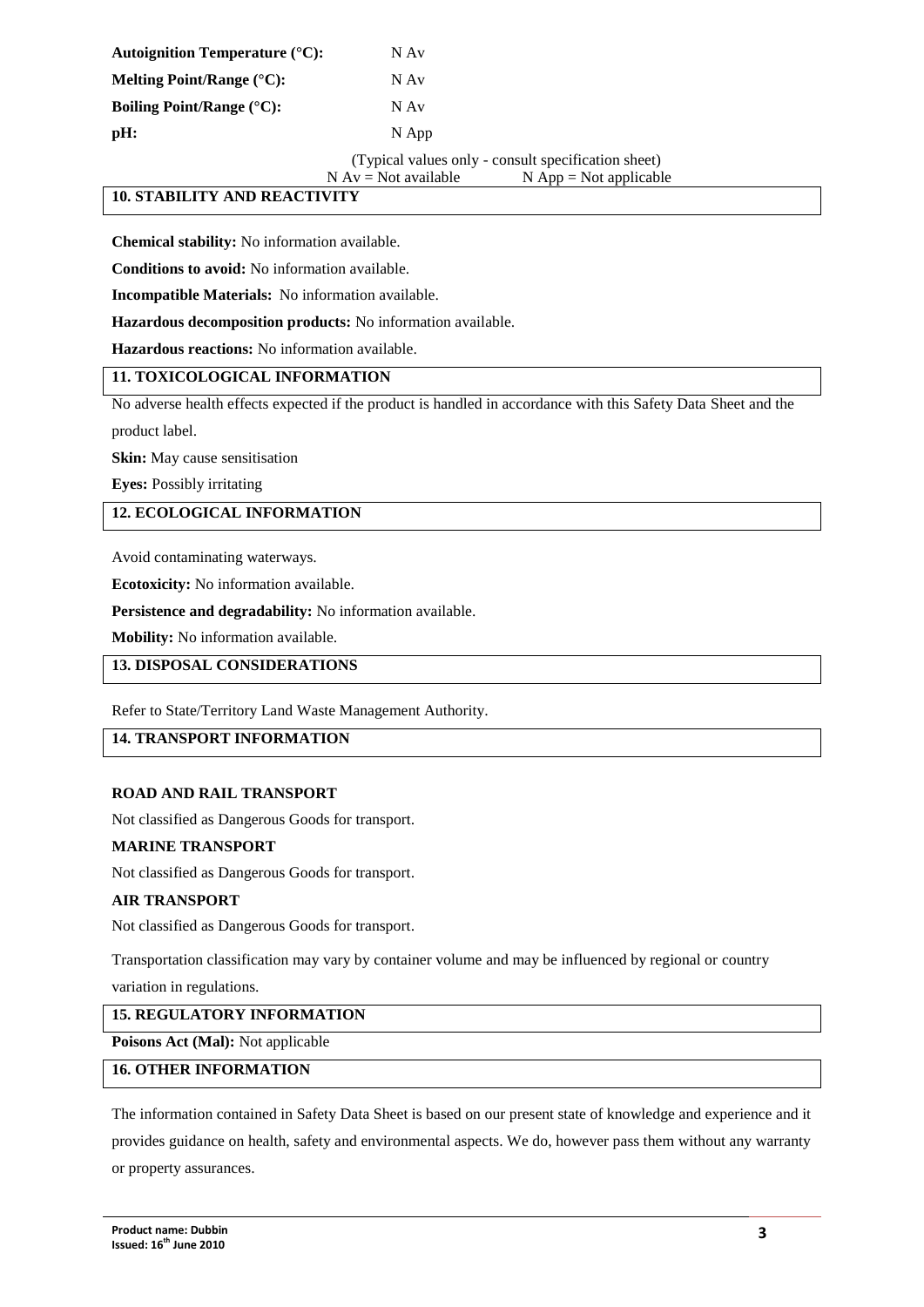| | |
|---|---|
| **Autoignition Temperature (°C):** | N Av |
| **Melting Point/Range (°C):** | N Av |
| **Boiling Point/Range (°C):** | N Av |
| **pH:** | N App |

(Typical values only - consult specification sheet)
N Av = Not available N App = Not applicable

## 10. STABILITY AND REACTIVITY

**Chemical stability:** No information available.

**Conditions to avoid:** No information available.

**Incompatible Materials:** No information available.

**Hazardous decomposition products:** No information available.

**Hazardous reactions:** No information available.

## 11. TOXICOLOGICAL INFORMATION

No adverse health effects expected if the product is handled in accordance with this Safety Data Sheet and the product label.

**Skin:** May cause sensitisation

**Eyes:** Possibly irritating

## 12. ECOLOGICAL INFORMATION

Avoid contaminating waterways.

**Ecotoxicity:** No information available.

**Persistence and degradability:** No information available.

**Mobility:** No information available.

## 13. DISPOSAL CONSIDERATIONS

Refer to State/Territory Land Waste Management Authority.

## 14. TRANSPORT INFORMATION

**ROAD AND RAIL TRANSPORT**

Not classified as Dangerous Goods for transport.

**MARINE TRANSPORT**

Not classified as Dangerous Goods for transport.

**AIR TRANSPORT**

Not classified as Dangerous Goods for transport.

Transportation classification may vary by container volume and may be influenced by regional or country variation in regulations.

## 15. REGULATORY INFORMATION

**Poisons Act (Mal):** Not applicable

## 16. OTHER INFORMATION

The information contained in Safety Data Sheet is based on our present state of knowledge and experience and it provides guidance on health, safety and environmental aspects. We do, however pass them without any warranty or property assurances.

**Product name: Dubbin**
**Issued: 16th June 2010**